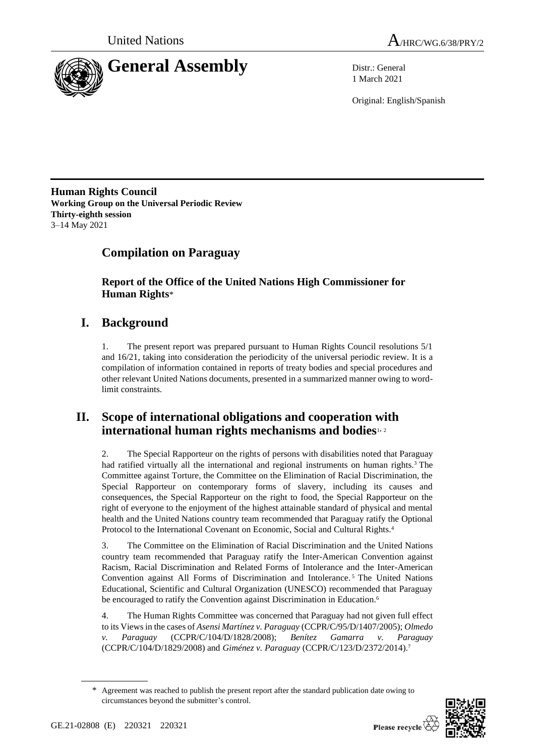United Nations

A/HRC/WG.6/38/PRY/2

# General Assembly

Distr.: General
1 March 2021

Original: English/Spanish

**Human Rights Council**
**Working Group on the Universal Periodic Review**
**Thirty-eighth session**
3–14 May 2021

## Compilation on Paraguay

### Report of the Office of the United Nations High Commissioner for Human Rights*

## I. Background

1. The present report was prepared pursuant to Human Rights Council resolutions 5/1 and 16/21, taking into consideration the periodicity of the universal periodic review. It is a compilation of information contained in reports of treaty bodies and special procedures and other relevant United Nations documents, presented in a summarized manner owing to word-limit constraints.

## II. Scope of international obligations and cooperation with international human rights mechanisms and bodies[1, 2]

2. The Special Rapporteur on the rights of persons with disabilities noted that Paraguay had ratified virtually all the international and regional instruments on human rights.[3] The Committee against Torture, the Committee on the Elimination of Racial Discrimination, the Special Rapporteur on contemporary forms of slavery, including its causes and consequences, the Special Rapporteur on the right to food, the Special Rapporteur on the right of everyone to the enjoyment of the highest attainable standard of physical and mental health and the United Nations country team recommended that Paraguay ratify the Optional Protocol to the International Covenant on Economic, Social and Cultural Rights.[4]

3. The Committee on the Elimination of Racial Discrimination and the United Nations country team recommended that Paraguay ratify the Inter-American Convention against Racism, Racial Discrimination and Related Forms of Intolerance and the Inter-American Convention against All Forms of Discrimination and Intolerance.[5] The United Nations Educational, Scientific and Cultural Organization (UNESCO) recommended that Paraguay be encouraged to ratify the Convention against Discrimination in Education.[6]

4. The Human Rights Committee was concerned that Paraguay had not given full effect to its Views in the cases of *Asensi Martínez v. Paraguay* (CCPR/C/95/D/1407/2005); *Olmedo v. Paraguay* (CCPR/C/104/D/1828/2008); *Benítez Gamarra v. Paraguay* (CCPR/C/104/D/1829/2008) and *Giménez v. Paraguay* (CCPR/C/123/D/2372/2014).[7]

\* Agreement was reached to publish the present report after the standard publication date owing to circumstances beyond the submitter's control.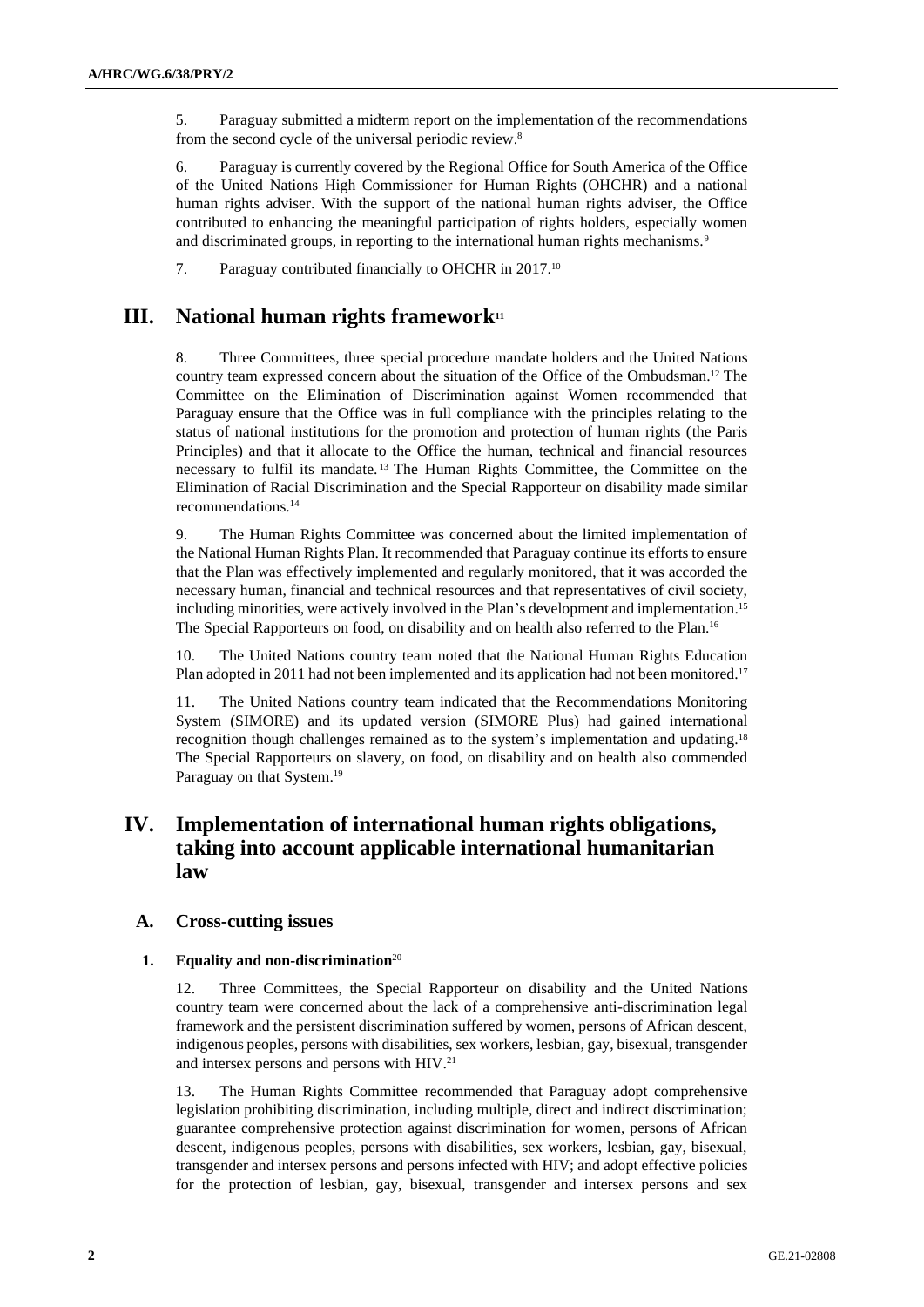5. Paraguay submitted a midterm report on the implementation of the recommendations from the second cycle of the universal periodic review.[8]

6. Paraguay is currently covered by the Regional Office for South America of the Office of the United Nations High Commissioner for Human Rights (OHCHR) and a national human rights adviser. With the support of the national human rights adviser, the Office contributed to enhancing the meaningful participation of rights holders, especially women and discriminated groups, in reporting to the international human rights mechanisms.[9]

7. Paraguay contributed financially to OHCHR in 2017.[10]

# III. National human rights framework[11]

8. Three Committees, three special procedure mandate holders and the United Nations country team expressed concern about the situation of the Office of the Ombudsman.[12] The Committee on the Elimination of Discrimination against Women recommended that Paraguay ensure that the Office was in full compliance with the principles relating to the status of national institutions for the promotion and protection of human rights (the Paris Principles) and that it allocate to the Office the human, technical and financial resources necessary to fulfil its mandate.[13] The Human Rights Committee, the Committee on the Elimination of Racial Discrimination and the Special Rapporteur on disability made similar recommendations.[14]

9. The Human Rights Committee was concerned about the limited implementation of the National Human Rights Plan. It recommended that Paraguay continue its efforts to ensure that the Plan was effectively implemented and regularly monitored, that it was accorded the necessary human, financial and technical resources and that representatives of civil society, including minorities, were actively involved in the Plan's development and implementation.[15] The Special Rapporteurs on food, on disability and on health also referred to the Plan.[16]

10. The United Nations country team noted that the National Human Rights Education Plan adopted in 2011 had not been implemented and its application had not been monitored.[17]

11. The United Nations country team indicated that the Recommendations Monitoring System (SIMORE) and its updated version (SIMORE Plus) had gained international recognition though challenges remained as to the system's implementation and updating.[18] The Special Rapporteurs on slavery, on food, on disability and on health also commended Paraguay on that System.[19]

# IV. Implementation of international human rights obligations, taking into account applicable international humanitarian law

## A. Cross-cutting issues

### 1. Equality and non-discrimination[20]

12. Three Committees, the Special Rapporteur on disability and the United Nations country team were concerned about the lack of a comprehensive anti-discrimination legal framework and the persistent discrimination suffered by women, persons of African descent, indigenous peoples, persons with disabilities, sex workers, lesbian, gay, bisexual, transgender and intersex persons and persons with HIV.[21]

13. The Human Rights Committee recommended that Paraguay adopt comprehensive legislation prohibiting discrimination, including multiple, direct and indirect discrimination; guarantee comprehensive protection against discrimination for women, persons of African descent, indigenous peoples, persons with disabilities, sex workers, lesbian, gay, bisexual, transgender and intersex persons and persons infected with HIV; and adopt effective policies for the protection of lesbian, gay, bisexual, transgender and intersex persons and sex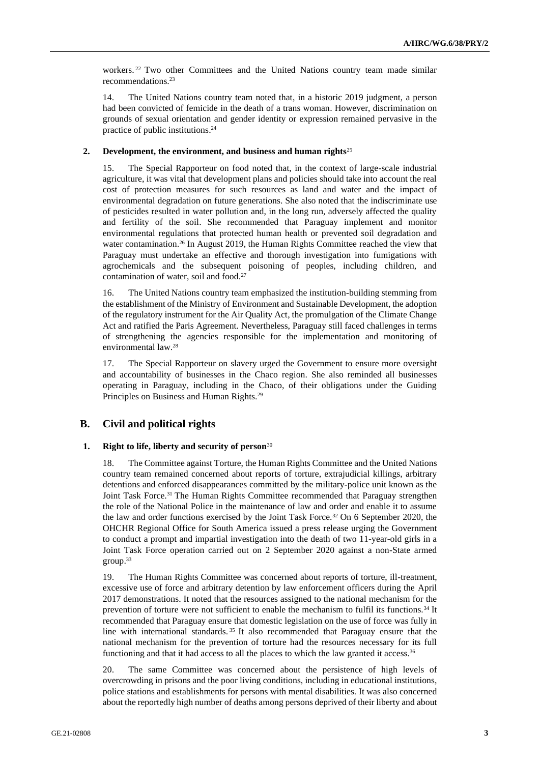workers.[22] Two other Committees and the United Nations country team made similar recommendations.[23]

14. The United Nations country team noted that, in a historic 2019 judgment, a person had been convicted of femicide in the death of a trans woman. However, discrimination on grounds of sexual orientation and gender identity or expression remained pervasive in the practice of public institutions.[24]

### 2. Development, the environment, and business and human rights[25]

15. The Special Rapporteur on food noted that, in the context of large-scale industrial agriculture, it was vital that development plans and policies should take into account the real cost of protection measures for such resources as land and water and the impact of environmental degradation on future generations. She also noted that the indiscriminate use of pesticides resulted in water pollution and, in the long run, adversely affected the quality and fertility of the soil. She recommended that Paraguay implement and monitor environmental regulations that protected human health or prevented soil degradation and water contamination.[26] In August 2019, the Human Rights Committee reached the view that Paraguay must undertake an effective and thorough investigation into fumigations with agrochemicals and the subsequent poisoning of peoples, including children, and contamination of water, soil and food.[27]

16. The United Nations country team emphasized the institution-building stemming from the establishment of the Ministry of Environment and Sustainable Development, the adoption of the regulatory instrument for the Air Quality Act, the promulgation of the Climate Change Act and ratified the Paris Agreement. Nevertheless, Paraguay still faced challenges in terms of strengthening the agencies responsible for the implementation and monitoring of environmental law.[28]

17. The Special Rapporteur on slavery urged the Government to ensure more oversight and accountability of businesses in the Chaco region. She also reminded all businesses operating in Paraguay, including in the Chaco, of their obligations under the Guiding Principles on Business and Human Rights.[29]

## B. Civil and political rights

### 1. Right to life, liberty and security of person[30]

18. The Committee against Torture, the Human Rights Committee and the United Nations country team remained concerned about reports of torture, extrajudicial killings, arbitrary detentions and enforced disappearances committed by the military-police unit known as the Joint Task Force.[31] The Human Rights Committee recommended that Paraguay strengthen the role of the National Police in the maintenance of law and order and enable it to assume the law and order functions exercised by the Joint Task Force.[32] On 6 September 2020, the OHCHR Regional Office for South America issued a press release urging the Government to conduct a prompt and impartial investigation into the death of two 11-year-old girls in a Joint Task Force operation carried out on 2 September 2020 against a non-State armed group.[33]

19. The Human Rights Committee was concerned about reports of torture, ill-treatment, excessive use of force and arbitrary detention by law enforcement officers during the April 2017 demonstrations. It noted that the resources assigned to the national mechanism for the prevention of torture were not sufficient to enable the mechanism to fulfil its functions.[34] It recommended that Paraguay ensure that domestic legislation on the use of force was fully in line with international standards.[35] It also recommended that Paraguay ensure that the national mechanism for the prevention of torture had the resources necessary for its full functioning and that it had access to all the places to which the law granted it access.[36]

20. The same Committee was concerned about the persistence of high levels of overcrowding in prisons and the poor living conditions, including in educational institutions, police stations and establishments for persons with mental disabilities. It was also concerned about the reportedly high number of deaths among persons deprived of their liberty and about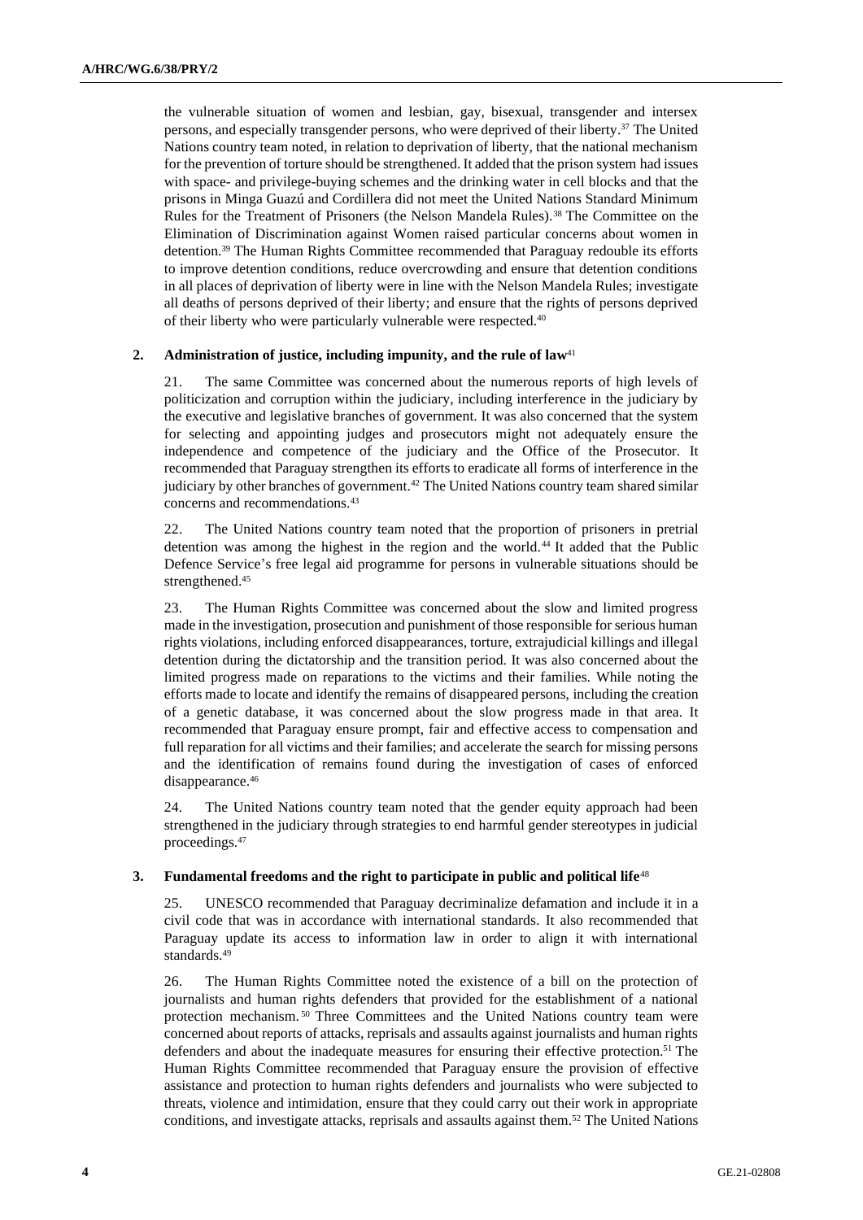the vulnerable situation of women and lesbian, gay, bisexual, transgender and intersex persons, and especially transgender persons, who were deprived of their liberty.[37] The United Nations country team noted, in relation to deprivation of liberty, that the national mechanism for the prevention of torture should be strengthened. It added that the prison system had issues with space- and privilege-buying schemes and the drinking water in cell blocks and that the prisons in Minga Guazú and Cordillera did not meet the United Nations Standard Minimum Rules for the Treatment of Prisoners (the Nelson Mandela Rules).[38] The Committee on the Elimination of Discrimination against Women raised particular concerns about women in detention.[39] The Human Rights Committee recommended that Paraguay redouble its efforts to improve detention conditions, reduce overcrowding and ensure that detention conditions in all places of deprivation of liberty were in line with the Nelson Mandela Rules; investigate all deaths of persons deprived of their liberty; and ensure that the rights of persons deprived of their liberty who were particularly vulnerable were respected.[40]

### 2. Administration of justice, including impunity, and the rule of law[41]

21. The same Committee was concerned about the numerous reports of high levels of politicization and corruption within the judiciary, including interference in the judiciary by the executive and legislative branches of government. It was also concerned that the system for selecting and appointing judges and prosecutors might not adequately ensure the independence and competence of the judiciary and the Office of the Prosecutor. It recommended that Paraguay strengthen its efforts to eradicate all forms of interference in the judiciary by other branches of government.[42] The United Nations country team shared similar concerns and recommendations.[43]

22. The United Nations country team noted that the proportion of prisoners in pretrial detention was among the highest in the region and the world.[44] It added that the Public Defence Service's free legal aid programme for persons in vulnerable situations should be strengthened.[45]

23. The Human Rights Committee was concerned about the slow and limited progress made in the investigation, prosecution and punishment of those responsible for serious human rights violations, including enforced disappearances, torture, extrajudicial killings and illegal detention during the dictatorship and the transition period. It was also concerned about the limited progress made on reparations to the victims and their families. While noting the efforts made to locate and identify the remains of disappeared persons, including the creation of a genetic database, it was concerned about the slow progress made in that area. It recommended that Paraguay ensure prompt, fair and effective access to compensation and full reparation for all victims and their families; and accelerate the search for missing persons and the identification of remains found during the investigation of cases of enforced disappearance.[46]

24. The United Nations country team noted that the gender equity approach had been strengthened in the judiciary through strategies to end harmful gender stereotypes in judicial proceedings.[47]

### 3. Fundamental freedoms and the right to participate in public and political life[48]

25. UNESCO recommended that Paraguay decriminalize defamation and include it in a civil code that was in accordance with international standards. It also recommended that Paraguay update its access to information law in order to align it with international standards.[49]

26. The Human Rights Committee noted the existence of a bill on the protection of journalists and human rights defenders that provided for the establishment of a national protection mechanism.[50] Three Committees and the United Nations country team were concerned about reports of attacks, reprisals and assaults against journalists and human rights defenders and about the inadequate measures for ensuring their effective protection.[51] The Human Rights Committee recommended that Paraguay ensure the provision of effective assistance and protection to human rights defenders and journalists who were subjected to threats, violence and intimidation, ensure that they could carry out their work in appropriate conditions, and investigate attacks, reprisals and assaults against them.[52] The United Nations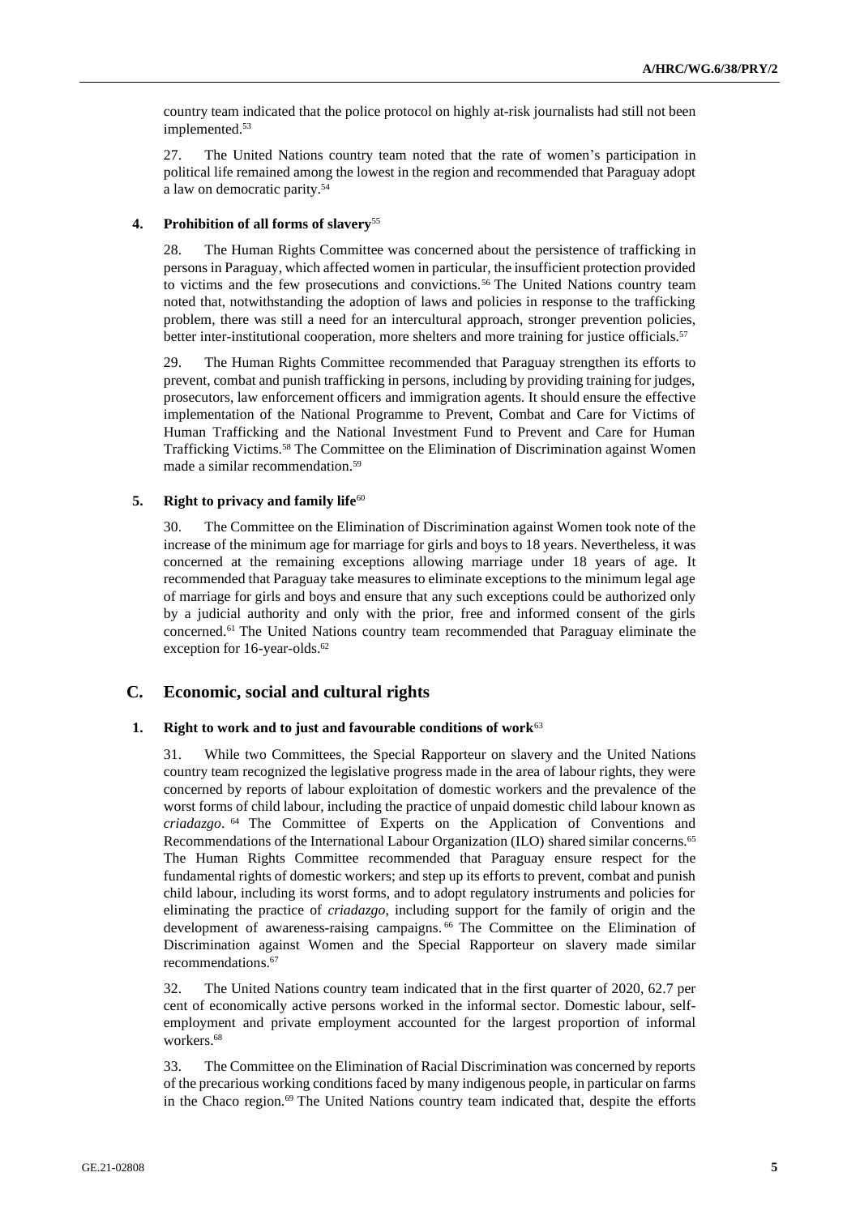country team indicated that the police protocol on highly at-risk journalists had still not been implemented.[53]

27. The United Nations country team noted that the rate of women's participation in political life remained among the lowest in the region and recommended that Paraguay adopt a law on democratic parity.[54]

#### 4. Prohibition of all forms of slavery[55]

28. The Human Rights Committee was concerned about the persistence of trafficking in persons in Paraguay, which affected women in particular, the insufficient protection provided to victims and the few prosecutions and convictions.[56] The United Nations country team noted that, notwithstanding the adoption of laws and policies in response to the trafficking problem, there was still a need for an intercultural approach, stronger prevention policies, better inter-institutional cooperation, more shelters and more training for justice officials.[57]

29. The Human Rights Committee recommended that Paraguay strengthen its efforts to prevent, combat and punish trafficking in persons, including by providing training for judges, prosecutors, law enforcement officers and immigration agents. It should ensure the effective implementation of the National Programme to Prevent, Combat and Care for Victims of Human Trafficking and the National Investment Fund to Prevent and Care for Human Trafficking Victims.[58] The Committee on the Elimination of Discrimination against Women made a similar recommendation.[59]

#### 5. Right to privacy and family life[60]

30. The Committee on the Elimination of Discrimination against Women took note of the increase of the minimum age for marriage for girls and boys to 18 years. Nevertheless, it was concerned at the remaining exceptions allowing marriage under 18 years of age. It recommended that Paraguay take measures to eliminate exceptions to the minimum legal age of marriage for girls and boys and ensure that any such exceptions could be authorized only by a judicial authority and only with the prior, free and informed consent of the girls concerned.[61] The United Nations country team recommended that Paraguay eliminate the exception for 16-year-olds.[62]

## C. Economic, social and cultural rights

#### 1. Right to work and to just and favourable conditions of work[63]

31. While two Committees, the Special Rapporteur on slavery and the United Nations country team recognized the legislative progress made in the area of labour rights, they were concerned by reports of labour exploitation of domestic workers and the prevalence of the worst forms of child labour, including the practice of unpaid domestic child labour known as *criadazgo*.[64] The Committee of Experts on the Application of Conventions and Recommendations of the International Labour Organization (ILO) shared similar concerns.[65] The Human Rights Committee recommended that Paraguay ensure respect for the fundamental rights of domestic workers; and step up its efforts to prevent, combat and punish child labour, including its worst forms, and to adopt regulatory instruments and policies for eliminating the practice of *criadazgo*, including support for the family of origin and the development of awareness-raising campaigns.[66] The Committee on the Elimination of Discrimination against Women and the Special Rapporteur on slavery made similar recommendations.[67]

32. The United Nations country team indicated that in the first quarter of 2020, 62.7 per cent of economically active persons worked in the informal sector. Domestic labour, self-employment and private employment accounted for the largest proportion of informal workers.[68]

33. The Committee on the Elimination of Racial Discrimination was concerned by reports of the precarious working conditions faced by many indigenous people, in particular on farms in the Chaco region.[69] The United Nations country team indicated that, despite the efforts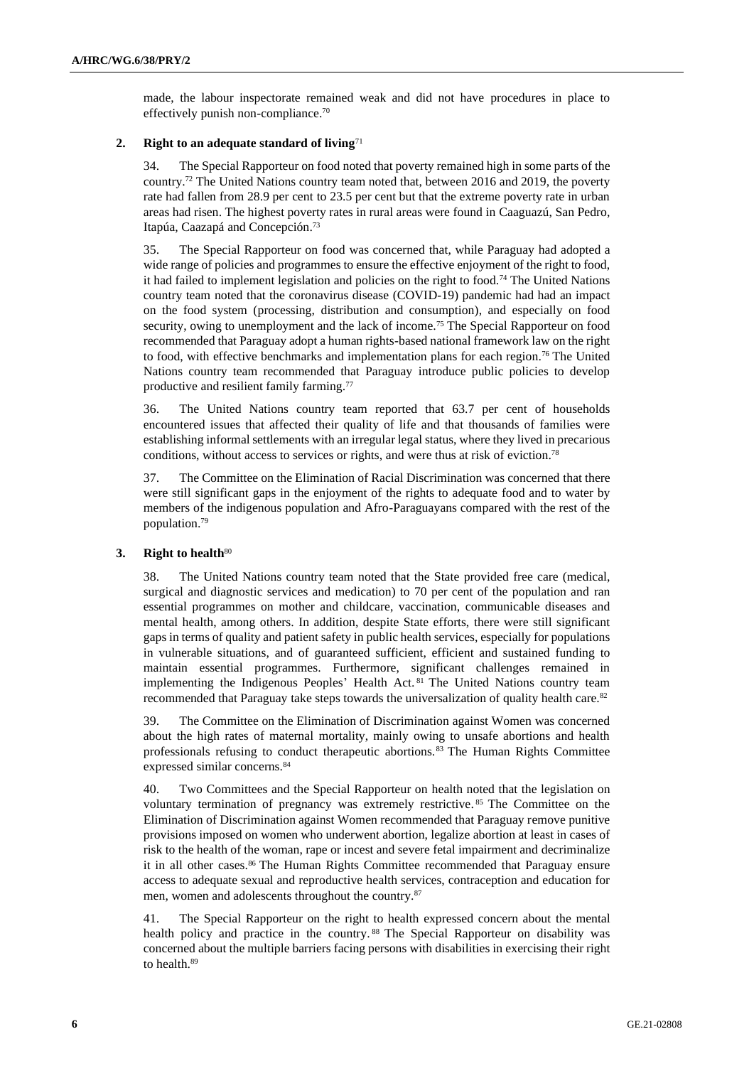made, the labour inspectorate remained weak and did not have procedures in place to effectively punish non-compliance.[70]

### 2. Right to an adequate standard of living[71]

34. The Special Rapporteur on food noted that poverty remained high in some parts of the country.[72] The United Nations country team noted that, between 2016 and 2019, the poverty rate had fallen from 28.9 per cent to 23.5 per cent but that the extreme poverty rate in urban areas had risen. The highest poverty rates in rural areas were found in Caaguazú, San Pedro, Itapúa, Caazapá and Concepción.[73]

35. The Special Rapporteur on food was concerned that, while Paraguay had adopted a wide range of policies and programmes to ensure the effective enjoyment of the right to food, it had failed to implement legislation and policies on the right to food.[74] The United Nations country team noted that the coronavirus disease (COVID-19) pandemic had had an impact on the food system (processing, distribution and consumption), and especially on food security, owing to unemployment and the lack of income.[75] The Special Rapporteur on food recommended that Paraguay adopt a human rights-based national framework law on the right to food, with effective benchmarks and implementation plans for each region.[76] The United Nations country team recommended that Paraguay introduce public policies to develop productive and resilient family farming.[77]

36. The United Nations country team reported that 63.7 per cent of households encountered issues that affected their quality of life and that thousands of families were establishing informal settlements with an irregular legal status, where they lived in precarious conditions, without access to services or rights, and were thus at risk of eviction.[78]

37. The Committee on the Elimination of Racial Discrimination was concerned that there were still significant gaps in the enjoyment of the rights to adequate food and to water by members of the indigenous population and Afro-Paraguayans compared with the rest of the population.[79]

### 3. Right to health[80]

38. The United Nations country team noted that the State provided free care (medical, surgical and diagnostic services and medication) to 70 per cent of the population and ran essential programmes on mother and childcare, vaccination, communicable diseases and mental health, among others. In addition, despite State efforts, there were still significant gaps in terms of quality and patient safety in public health services, especially for populations in vulnerable situations, and of guaranteed sufficient, efficient and sustained funding to maintain essential programmes. Furthermore, significant challenges remained in implementing the Indigenous Peoples' Health Act.[81] The United Nations country team recommended that Paraguay take steps towards the universalization of quality health care.[82]

39. The Committee on the Elimination of Discrimination against Women was concerned about the high rates of maternal mortality, mainly owing to unsafe abortions and health professionals refusing to conduct therapeutic abortions.[83] The Human Rights Committee expressed similar concerns.[84]

40. Two Committees and the Special Rapporteur on health noted that the legislation on voluntary termination of pregnancy was extremely restrictive.[85] The Committee on the Elimination of Discrimination against Women recommended that Paraguay remove punitive provisions imposed on women who underwent abortion, legalize abortion at least in cases of risk to the health of the woman, rape or incest and severe fetal impairment and decriminalize it in all other cases.[86] The Human Rights Committee recommended that Paraguay ensure access to adequate sexual and reproductive health services, contraception and education for men, women and adolescents throughout the country.[87]

41. The Special Rapporteur on the right to health expressed concern about the mental health policy and practice in the country.[88] The Special Rapporteur on disability was concerned about the multiple barriers facing persons with disabilities in exercising their right to health.[89]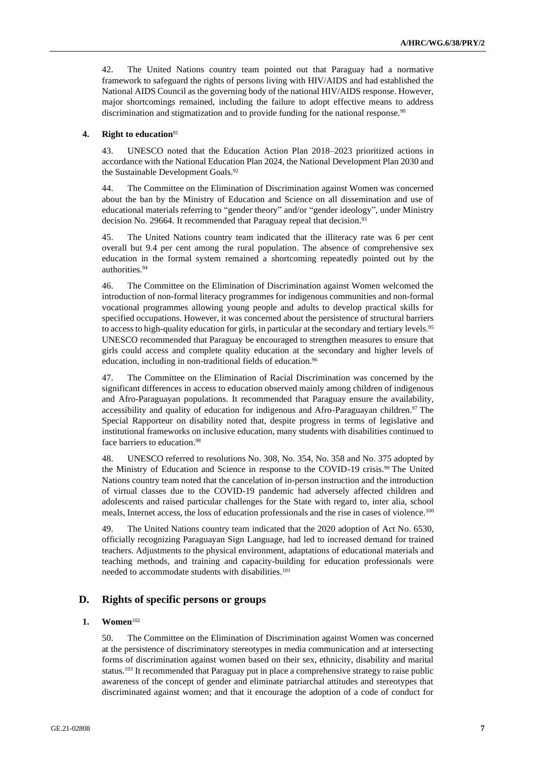42. The United Nations country team pointed out that Paraguay had a normative framework to safeguard the rights of persons living with HIV/AIDS and had established the National AIDS Council as the governing body of the national HIV/AIDS response. However, major shortcomings remained, including the failure to adopt effective means to address discrimination and stigmatization and to provide funding for the national response.[90]

#### 4. Right to education[91]

43. UNESCO noted that the Education Action Plan 2018–2023 prioritized actions in accordance with the National Education Plan 2024, the National Development Plan 2030 and the Sustainable Development Goals.[92]

44. The Committee on the Elimination of Discrimination against Women was concerned about the ban by the Ministry of Education and Science on all dissemination and use of educational materials referring to "gender theory" and/or "gender ideology", under Ministry decision No. 29664. It recommended that Paraguay repeal that decision.[93]

45. The United Nations country team indicated that the illiteracy rate was 6 per cent overall but 9.4 per cent among the rural population. The absence of comprehensive sex education in the formal system remained a shortcoming repeatedly pointed out by the authorities.[94]

46. The Committee on the Elimination of Discrimination against Women welcomed the introduction of non-formal literacy programmes for indigenous communities and non-formal vocational programmes allowing young people and adults to develop practical skills for specified occupations. However, it was concerned about the persistence of structural barriers to access to high-quality education for girls, in particular at the secondary and tertiary levels.[95] UNESCO recommended that Paraguay be encouraged to strengthen measures to ensure that girls could access and complete quality education at the secondary and higher levels of education, including in non-traditional fields of education.[96]

47. The Committee on the Elimination of Racial Discrimination was concerned by the significant differences in access to education observed mainly among children of indigenous and Afro-Paraguayan populations. It recommended that Paraguay ensure the availability, accessibility and quality of education for indigenous and Afro-Paraguayan children.[97] The Special Rapporteur on disability noted that, despite progress in terms of legislative and institutional frameworks on inclusive education, many students with disabilities continued to face barriers to education.[98]

48. UNESCO referred to resolutions No. 308, No. 354, No. 358 and No. 375 adopted by the Ministry of Education and Science in response to the COVID-19 crisis.[99] The United Nations country team noted that the cancelation of in-person instruction and the introduction of virtual classes due to the COVID-19 pandemic had adversely affected children and adolescents and raised particular challenges for the State with regard to, inter alia, school meals, Internet access, the loss of education professionals and the rise in cases of violence.[100]

49. The United Nations country team indicated that the 2020 adoption of Act No. 6530, officially recognizing Paraguayan Sign Language, had led to increased demand for trained teachers. Adjustments to the physical environment, adaptations of educational materials and teaching methods, and training and capacity-building for education professionals were needed to accommodate students with disabilities.[101]

## D. Rights of specific persons or groups

#### 1. Women[102]

50. The Committee on the Elimination of Discrimination against Women was concerned at the persistence of discriminatory stereotypes in media communication and at intersecting forms of discrimination against women based on their sex, ethnicity, disability and marital status.[103] It recommended that Paraguay put in place a comprehensive strategy to raise public awareness of the concept of gender and eliminate patriarchal attitudes and stereotypes that discriminated against women; and that it encourage the adoption of a code of conduct for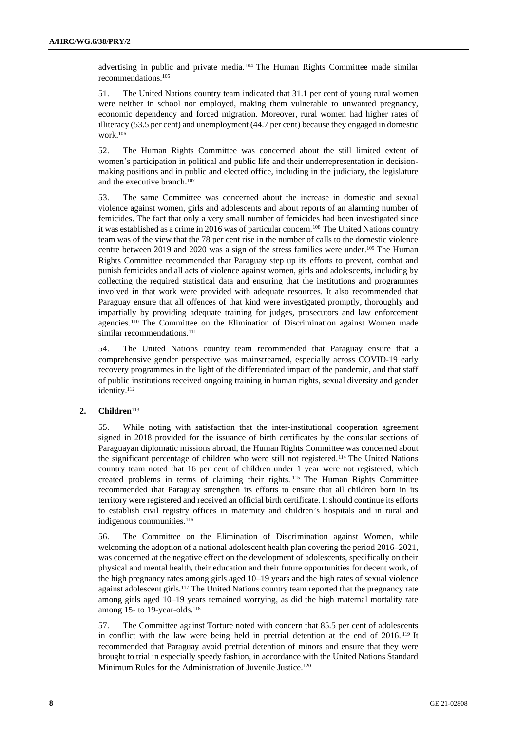advertising in public and private media.[104] The Human Rights Committee made similar recommendations.[105]

51. The United Nations country team indicated that 31.1 per cent of young rural women were neither in school nor employed, making them vulnerable to unwanted pregnancy, economic dependency and forced migration. Moreover, rural women had higher rates of illiteracy (53.5 per cent) and unemployment (44.7 per cent) because they engaged in domestic work.[106]

52. The Human Rights Committee was concerned about the still limited extent of women's participation in political and public life and their underrepresentation in decision-making positions and in public and elected office, including in the judiciary, the legislature and the executive branch.[107]

53. The same Committee was concerned about the increase in domestic and sexual violence against women, girls and adolescents and about reports of an alarming number of femicides. The fact that only a very small number of femicides had been investigated since it was established as a crime in 2016 was of particular concern.[108] The United Nations country team was of the view that the 78 per cent rise in the number of calls to the domestic violence centre between 2019 and 2020 was a sign of the stress families were under.[109] The Human Rights Committee recommended that Paraguay step up its efforts to prevent, combat and punish femicides and all acts of violence against women, girls and adolescents, including by collecting the required statistical data and ensuring that the institutions and programmes involved in that work were provided with adequate resources. It also recommended that Paraguay ensure that all offences of that kind were investigated promptly, thoroughly and impartially by providing adequate training for judges, prosecutors and law enforcement agencies.[110] The Committee on the Elimination of Discrimination against Women made similar recommendations.[111]

54. The United Nations country team recommended that Paraguay ensure that a comprehensive gender perspective was mainstreamed, especially across COVID-19 early recovery programmes in the light of the differentiated impact of the pandemic, and that staff of public institutions received ongoing training in human rights, sexual diversity and gender identity.[112]

### 2. Children[113]

55. While noting with satisfaction that the inter-institutional cooperation agreement signed in 2018 provided for the issuance of birth certificates by the consular sections of Paraguayan diplomatic missions abroad, the Human Rights Committee was concerned about the significant percentage of children who were still not registered.[114] The United Nations country team noted that 16 per cent of children under 1 year were not registered, which created problems in terms of claiming their rights.[115] The Human Rights Committee recommended that Paraguay strengthen its efforts to ensure that all children born in its territory were registered and received an official birth certificate. It should continue its efforts to establish civil registry offices in maternity and children's hospitals and in rural and indigenous communities.[116]

56. The Committee on the Elimination of Discrimination against Women, while welcoming the adoption of a national adolescent health plan covering the period 2016–2021, was concerned at the negative effect on the development of adolescents, specifically on their physical and mental health, their education and their future opportunities for decent work, of the high pregnancy rates among girls aged 10–19 years and the high rates of sexual violence against adolescent girls.[117] The United Nations country team reported that the pregnancy rate among girls aged 10–19 years remained worrying, as did the high maternal mortality rate among 15- to 19-year-olds.[118]

57. The Committee against Torture noted with concern that 85.5 per cent of adolescents in conflict with the law were being held in pretrial detention at the end of 2016.[119] It recommended that Paraguay avoid pretrial detention of minors and ensure that they were brought to trial in especially speedy fashion, in accordance with the United Nations Standard Minimum Rules for the Administration of Juvenile Justice.[120]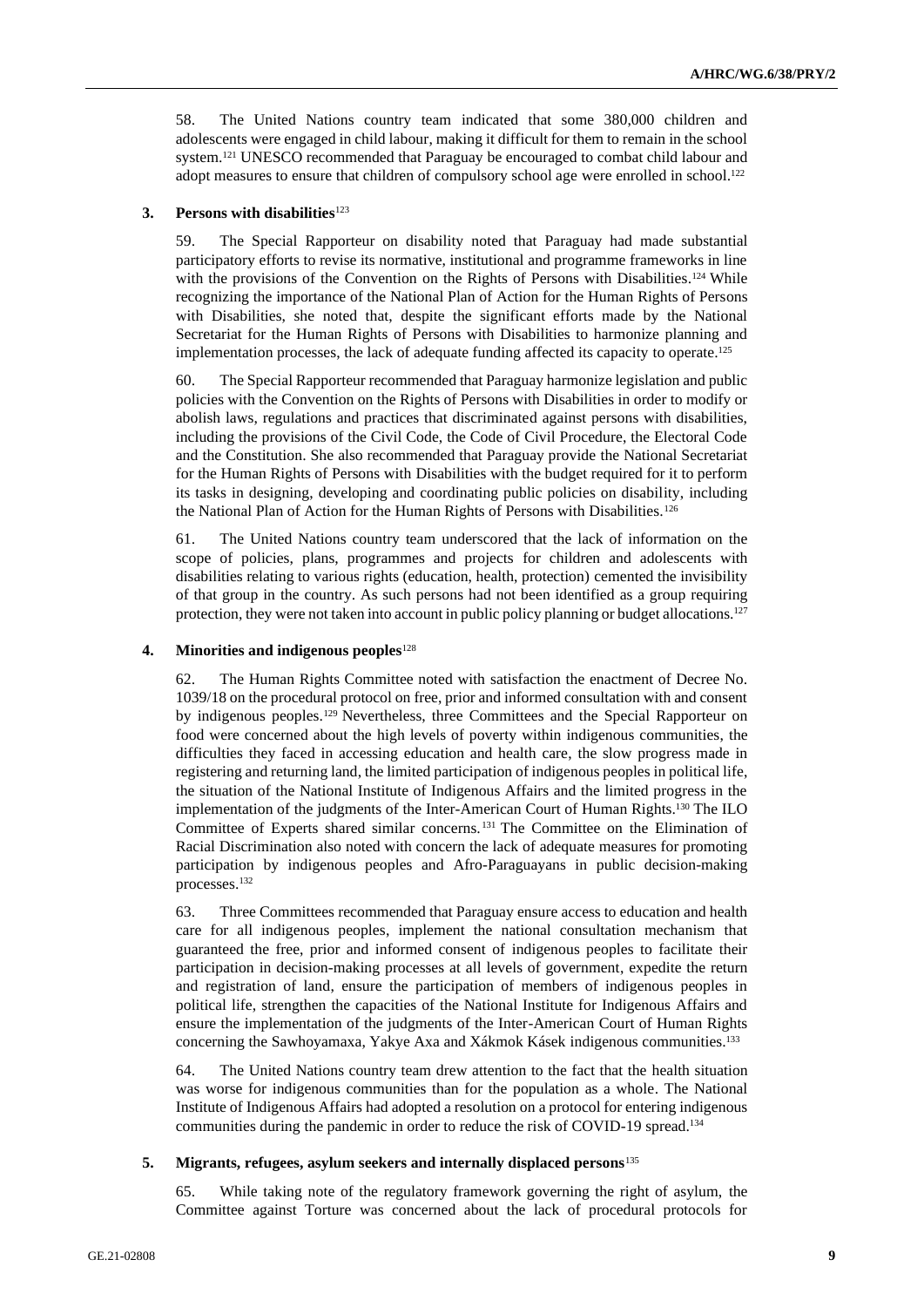58. The United Nations country team indicated that some 380,000 children and adolescents were engaged in child labour, making it difficult for them to remain in the school system.[121] UNESCO recommended that Paraguay be encouraged to combat child labour and adopt measures to ensure that children of compulsory school age were enrolled in school.[122]

### 3. Persons with disabilities[123]

59. The Special Rapporteur on disability noted that Paraguay had made substantial participatory efforts to revise its normative, institutional and programme frameworks in line with the provisions of the Convention on the Rights of Persons with Disabilities.[124] While recognizing the importance of the National Plan of Action for the Human Rights of Persons with Disabilities, she noted that, despite the significant efforts made by the National Secretariat for the Human Rights of Persons with Disabilities to harmonize planning and implementation processes, the lack of adequate funding affected its capacity to operate.[125]

60. The Special Rapporteur recommended that Paraguay harmonize legislation and public policies with the Convention on the Rights of Persons with Disabilities in order to modify or abolish laws, regulations and practices that discriminated against persons with disabilities, including the provisions of the Civil Code, the Code of Civil Procedure, the Electoral Code and the Constitution. She also recommended that Paraguay provide the National Secretariat for the Human Rights of Persons with Disabilities with the budget required for it to perform its tasks in designing, developing and coordinating public policies on disability, including the National Plan of Action for the Human Rights of Persons with Disabilities.[126]

61. The United Nations country team underscored that the lack of information on the scope of policies, plans, programmes and projects for children and adolescents with disabilities relating to various rights (education, health, protection) cemented the invisibility of that group in the country. As such persons had not been identified as a group requiring protection, they were not taken into account in public policy planning or budget allocations.[127]

### 4. Minorities and indigenous peoples[128]

62. The Human Rights Committee noted with satisfaction the enactment of Decree No. 1039/18 on the procedural protocol on free, prior and informed consultation with and consent by indigenous peoples.[129] Nevertheless, three Committees and the Special Rapporteur on food were concerned about the high levels of poverty within indigenous communities, the difficulties they faced in accessing education and health care, the slow progress made in registering and returning land, the limited participation of indigenous peoples in political life, the situation of the National Institute of Indigenous Affairs and the limited progress in the implementation of the judgments of the Inter-American Court of Human Rights.[130] The ILO Committee of Experts shared similar concerns.[131] The Committee on the Elimination of Racial Discrimination also noted with concern the lack of adequate measures for promoting participation by indigenous peoples and Afro-Paraguayans in public decision-making processes.[132]

63. Three Committees recommended that Paraguay ensure access to education and health care for all indigenous peoples, implement the national consultation mechanism that guaranteed the free, prior and informed consent of indigenous peoples to facilitate their participation in decision-making processes at all levels of government, expedite the return and registration of land, ensure the participation of members of indigenous peoples in political life, strengthen the capacities of the National Institute for Indigenous Affairs and ensure the implementation of the judgments of the Inter-American Court of Human Rights concerning the Sawhoyamaxa, Yakye Axa and Xákmok Kásek indigenous communities.[133]

64. The United Nations country team drew attention to the fact that the health situation was worse for indigenous communities than for the population as a whole. The National Institute of Indigenous Affairs had adopted a resolution on a protocol for entering indigenous communities during the pandemic in order to reduce the risk of COVID-19 spread.[134]

### 5. Migrants, refugees, asylum seekers and internally displaced persons[135]

65. While taking note of the regulatory framework governing the right of asylum, the Committee against Torture was concerned about the lack of procedural protocols for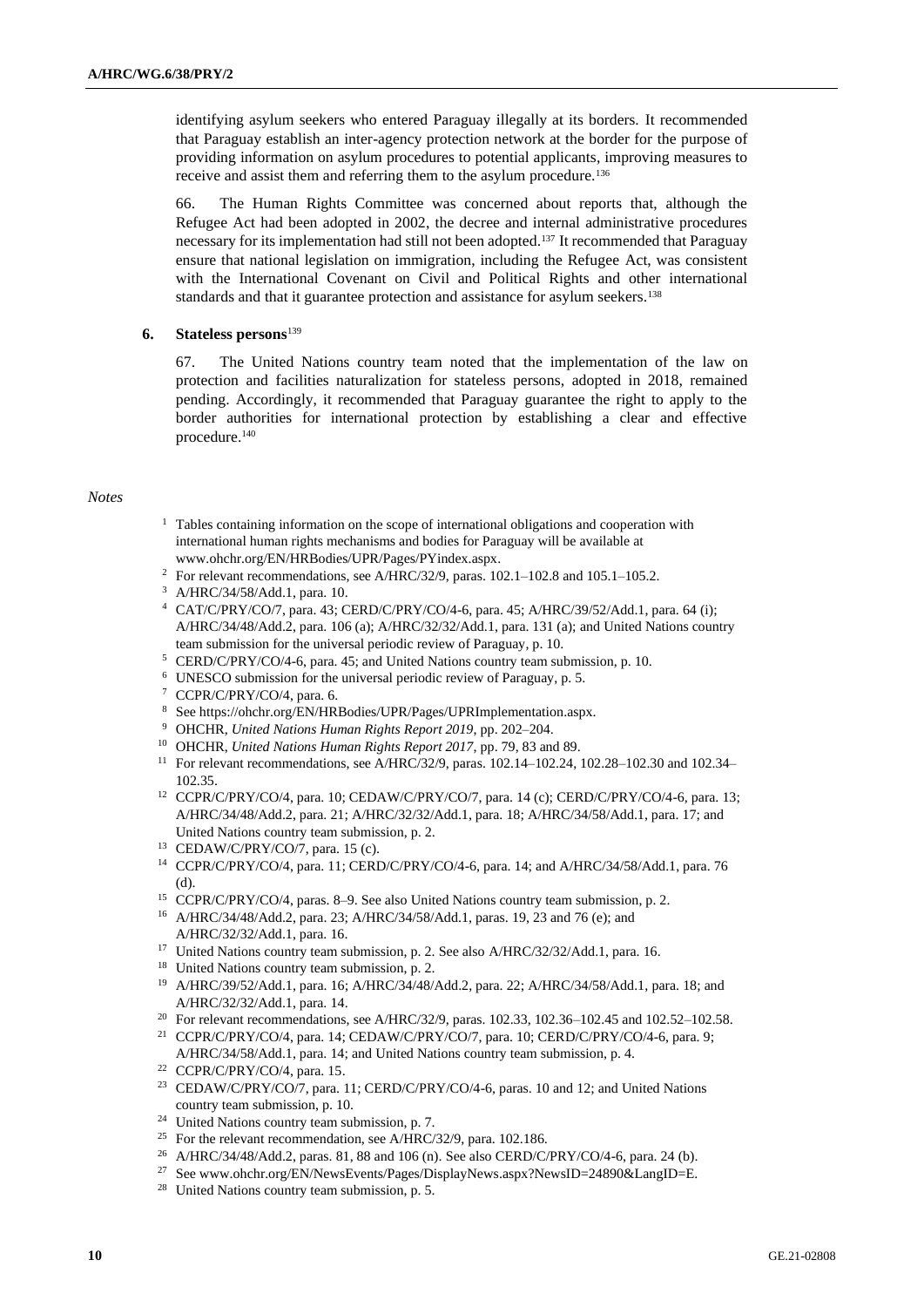identifying asylum seekers who entered Paraguay illegally at its borders. It recommended that Paraguay establish an inter-agency protection network at the border for the purpose of providing information on asylum procedures to potential applicants, improving measures to receive and assist them and referring them to the asylum procedure.[136]

66. The Human Rights Committee was concerned about reports that, although the Refugee Act had been adopted in 2002, the decree and internal administrative procedures necessary for its implementation had still not been adopted.[137] It recommended that Paraguay ensure that national legislation on immigration, including the Refugee Act, was consistent with the International Covenant on Civil and Political Rights and other international standards and that it guarantee protection and assistance for asylum seekers.[138]

### 6. Stateless persons[139]

67. The United Nations country team noted that the implementation of the law on protection and facilities naturalization for stateless persons, adopted in 2018, remained pending. Accordingly, it recommended that Paraguay guarantee the right to apply to the border authorities for international protection by establishing a clear and effective procedure.[140]

*Notes*

1. Tables containing information on the scope of international obligations and cooperation with international human rights mechanisms and bodies for Paraguay will be available at www.ohchr.org/EN/HRBodies/UPR/Pages/PYindex.aspx.
2. For relevant recommendations, see A/HRC/32/9, paras. 102.1–102.8 and 105.1–105.2.
3. A/HRC/34/58/Add.1, para. 10.
4. CAT/C/PRY/CO/7, para. 43; CERD/C/PRY/CO/4-6, para. 45; A/HRC/39/52/Add.1, para. 64 (i); A/HRC/34/48/Add.2, para. 106 (a); A/HRC/32/32/Add.1, para. 131 (a); and United Nations country team submission for the universal periodic review of Paraguay, p. 10.
5. CERD/C/PRY/CO/4-6, para. 45; and United Nations country team submission, p. 10.
6. UNESCO submission for the universal periodic review of Paraguay, p. 5.
7. CCPR/C/PRY/CO/4, para. 6.
8. See https://ohchr.org/EN/HRBodies/UPR/Pages/UPRImplementation.aspx.
9. OHCHR, *United Nations Human Rights Report 2019*, pp. 202–204.
10. OHCHR, *United Nations Human Rights Report 2017*, pp. 79, 83 and 89.
11. For relevant recommendations, see A/HRC/32/9, paras. 102.14–102.24, 102.28–102.30 and 102.34–102.35.
12. CCPR/C/PRY/CO/4, para. 10; CEDAW/C/PRY/CO/7, para. 14 (c); CERD/C/PRY/CO/4-6, para. 13; A/HRC/34/48/Add.2, para. 21; A/HRC/32/32/Add.1, para. 18; A/HRC/34/58/Add.1, para. 17; and United Nations country team submission, p. 2.
13. CEDAW/C/PRY/CO/7, para. 15 (c).
14. CCPR/C/PRY/CO/4, para. 11; CERD/C/PRY/CO/4-6, para. 14; and A/HRC/34/58/Add.1, para. 76 (d).
15. CCPR/C/PRY/CO/4, paras. 8–9. See also United Nations country team submission, p. 2.
16. A/HRC/34/48/Add.2, para. 23; A/HRC/34/58/Add.1, paras. 19, 23 and 76 (e); and A/HRC/32/32/Add.1, para. 16.
17. United Nations country team submission, p. 2. See also A/HRC/32/32/Add.1, para. 16.
18. United Nations country team submission, p. 2.
19. A/HRC/39/52/Add.1, para. 16; A/HRC/34/48/Add.2, para. 22; A/HRC/34/58/Add.1, para. 18; and A/HRC/32/32/Add.1, para. 14.
20. For relevant recommendations, see A/HRC/32/9, paras. 102.33, 102.36–102.45 and 102.52–102.58.
21. CCPR/C/PRY/CO/4, para. 14; CEDAW/C/PRY/CO/7, para. 10; CERD/C/PRY/CO/4-6, para. 9; A/HRC/34/58/Add.1, para. 14; and United Nations country team submission, p. 4.
22. CCPR/C/PRY/CO/4, para. 15.
23. CEDAW/C/PRY/CO/7, para. 11; CERD/C/PRY/CO/4-6, paras. 10 and 12; and United Nations country team submission, p. 10.
24. United Nations country team submission, p. 7.
25. For the relevant recommendation, see A/HRC/32/9, para. 102.186.
26. A/HRC/34/48/Add.2, paras. 81, 88 and 106 (n). See also CERD/C/PRY/CO/4-6, para. 24 (b).
27. See www.ohchr.org/EN/NewsEvents/Pages/DisplayNews.aspx?NewsID=24890&LangID=E.
28. United Nations country team submission, p. 5.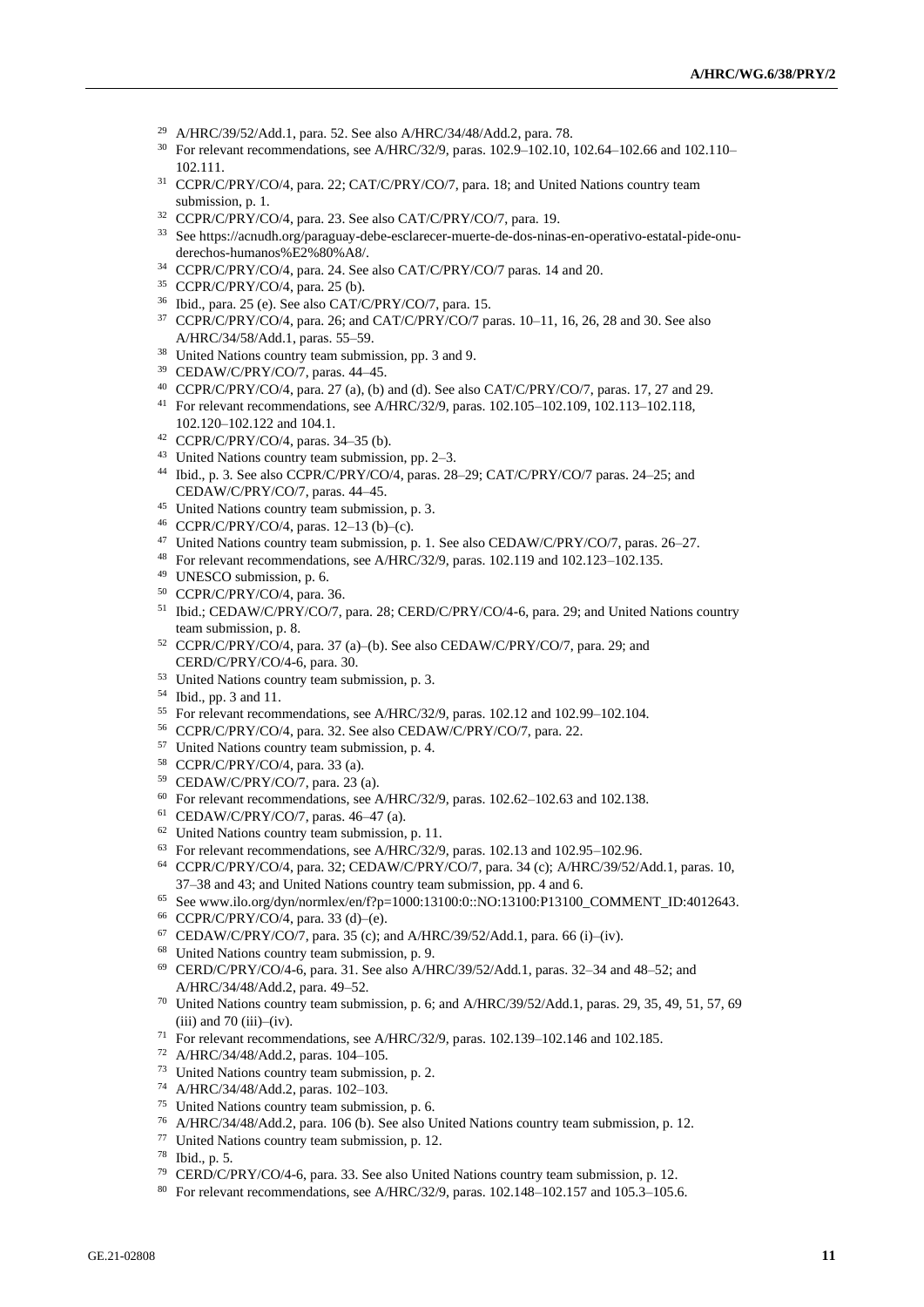[29] A/HRC/39/52/Add.1, para. 52. See also A/HRC/34/48/Add.2, para. 78.

[30] For relevant recommendations, see A/HRC/32/9, paras. 102.9–102.10, 102.64–102.66 and 102.110–102.111.

[31] CCPR/C/PRY/CO/4, para. 22; CAT/C/PRY/CO/7, para. 18; and United Nations country team submission, p. 1.

[32] CCPR/C/PRY/CO/4, para. 23. See also CAT/C/PRY/CO/7, para. 19.

[33] See https://acnudh.org/paraguay-debe-esclarecer-muerte-de-dos-ninas-en-operativo-estatal-pide-onu-derechos-humanos%E2%80%A8/.

[34] CCPR/C/PRY/CO/4, para. 24. See also CAT/C/PRY/CO/7 paras. 14 and 20.

[35] CCPR/C/PRY/CO/4, para. 25 (b).

[36] Ibid., para. 25 (e). See also CAT/C/PRY/CO/7, para. 15.

[37] CCPR/C/PRY/CO/4, para. 26; and CAT/C/PRY/CO/7 paras. 10–11, 16, 26, 28 and 30. See also A/HRC/34/58/Add.1, paras. 55–59.

[38] United Nations country team submission, pp. 3 and 9.

[39] CEDAW/C/PRY/CO/7, paras. 44–45.

[40] CCPR/C/PRY/CO/4, para. 27 (a), (b) and (d). See also CAT/C/PRY/CO/7, paras. 17, 27 and 29.

[41] For relevant recommendations, see A/HRC/32/9, paras. 102.105–102.109, 102.113–102.118, 102.120–102.122 and 104.1.

[42] CCPR/C/PRY/CO/4, paras. 34–35 (b).

[43] United Nations country team submission, pp. 2–3.

[44] Ibid., p. 3. See also CCPR/C/PRY/CO/4, paras. 28–29; CAT/C/PRY/CO/7 paras. 24–25; and CEDAW/C/PRY/CO/7, paras. 44–45.

[45] United Nations country team submission, p. 3.

[46] CCPR/C/PRY/CO/4, paras. 12–13 (b)–(c).

[47] United Nations country team submission, p. 1. See also CEDAW/C/PRY/CO/7, paras. 26–27.

[48] For relevant recommendations, see A/HRC/32/9, paras. 102.119 and 102.123–102.135.

[49] UNESCO submission, p. 6.

[50] CCPR/C/PRY/CO/4, para. 36.

[51] Ibid.; CEDAW/C/PRY/CO/7, para. 28; CERD/C/PRY/CO/4-6, para. 29; and United Nations country team submission, p. 8.

[52] CCPR/C/PRY/CO/4, para. 37 (a)–(b). See also CEDAW/C/PRY/CO/7, para. 29; and CERD/C/PRY/CO/4-6, para. 30.

[53] United Nations country team submission, p. 3.

[54] Ibid., pp. 3 and 11.

[55] For relevant recommendations, see A/HRC/32/9, paras. 102.12 and 102.99–102.104.

[56] CCPR/C/PRY/CO/4, para. 32. See also CEDAW/C/PRY/CO/7, para. 22.

[57] United Nations country team submission, p. 4.

[58] CCPR/C/PRY/CO/4, para. 33 (a).

[59] CEDAW/C/PRY/CO/7, para. 23 (a).

[60] For relevant recommendations, see A/HRC/32/9, paras. 102.62–102.63 and 102.138.

[61] CEDAW/C/PRY/CO/7, paras. 46–47 (a).

[62] United Nations country team submission, p. 11.

[63] For relevant recommendations, see A/HRC/32/9, paras. 102.13 and 102.95–102.96.

[64] CCPR/C/PRY/CO/4, para. 32; CEDAW/C/PRY/CO/7, para. 34 (c); A/HRC/39/52/Add.1, paras. 10, 37–38 and 43; and United Nations country team submission, pp. 4 and 6.

[65] See www.ilo.org/dyn/normlex/en/f?p=1000:13100:0::NO:13100:P13100_COMMENT_ID:4012643.

[66] CCPR/C/PRY/CO/4, para. 33 (d)–(e).

[67] CEDAW/C/PRY/CO/7, para. 35 (c); and A/HRC/39/52/Add.1, para. 66 (i)–(iv).

[68] United Nations country team submission, p. 9.

[69] CERD/C/PRY/CO/4-6, para. 31. See also A/HRC/39/52/Add.1, paras. 32–34 and 48–52; and A/HRC/34/48/Add.2, para. 49–52.

[70] United Nations country team submission, p. 6; and A/HRC/39/52/Add.1, paras. 29, 35, 49, 51, 57, 69 (iii) and 70 (iii)–(iv).

[71] For relevant recommendations, see A/HRC/32/9, paras. 102.139–102.146 and 102.185.

[72] A/HRC/34/48/Add.2, paras. 104–105.

[73] United Nations country team submission, p. 2.

[74] A/HRC/34/48/Add.2, paras. 102–103.

[75] United Nations country team submission, p. 6.

[76] A/HRC/34/48/Add.2, para. 106 (b). See also United Nations country team submission, p. 12.

[77] United Nations country team submission, p. 12.

[78] Ibid., p. 5.

[79] CERD/C/PRY/CO/4-6, para. 33. See also United Nations country team submission, p. 12.

[80] For relevant recommendations, see A/HRC/32/9, paras. 102.148–102.157 and 105.3–105.6.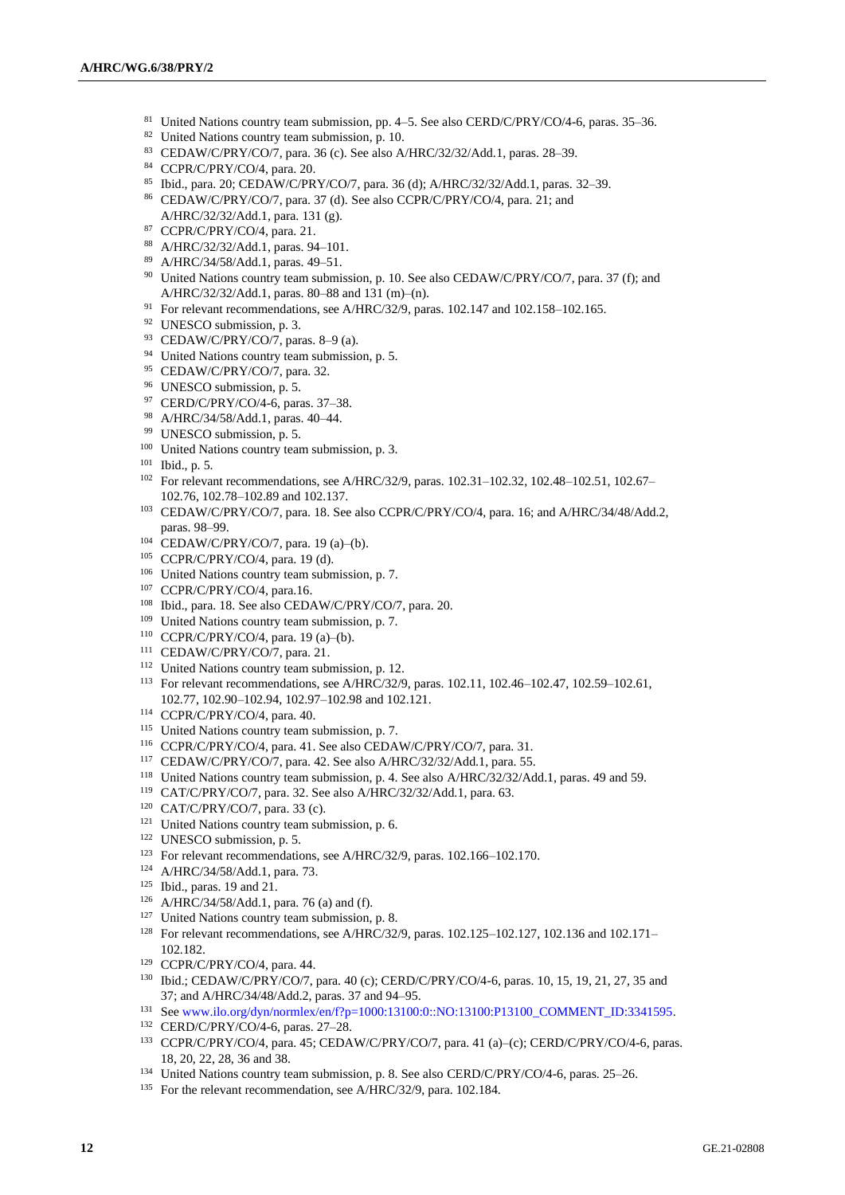[81] United Nations country team submission, pp. 4–5. See also CERD/C/PRY/CO/4-6, paras. 35–36.

[82] United Nations country team submission, p. 10.

[83] CEDAW/C/PRY/CO/7, para. 36 (c). See also A/HRC/32/32/Add.1, paras. 28–39.

[84] CCPR/C/PRY/CO/4, para. 20.

[85] Ibid., para. 20; CEDAW/C/PRY/CO/7, para. 36 (d); A/HRC/32/32/Add.1, paras. 32–39.

[86] CEDAW/C/PRY/CO/7, para. 37 (d). See also CCPR/C/PRY/CO/4, para. 21; and A/HRC/32/32/Add.1, para. 131 (g).

[87] CCPR/C/PRY/CO/4, para. 21.

[88] A/HRC/32/32/Add.1, paras. 94–101.

[89] A/HRC/34/58/Add.1, paras. 49–51.

[90] United Nations country team submission, p. 10. See also CEDAW/C/PRY/CO/7, para. 37 (f); and A/HRC/32/32/Add.1, paras. 80–88 and 131 (m)–(n).

[91] For relevant recommendations, see A/HRC/32/9, paras. 102.147 and 102.158–102.165.

[92] UNESCO submission, p. 3.

[93] CEDAW/C/PRY/CO/7, paras. 8–9 (a).

[94] United Nations country team submission, p. 5.

[95] CEDAW/C/PRY/CO/7, para. 32.

[96] UNESCO submission, p. 5.

[97] CERD/C/PRY/CO/4-6, paras. 37–38.

[98] A/HRC/34/58/Add.1, paras. 40–44.

[99] UNESCO submission, p. 5.

[100] United Nations country team submission, p. 3.

[101] Ibid., p. 5.

[102] For relevant recommendations, see A/HRC/32/9, paras. 102.31–102.32, 102.48–102.51, 102.67–102.76, 102.78–102.89 and 102.137.

[103] CEDAW/C/PRY/CO/7, para. 18. See also CCPR/C/PRY/CO/4, para. 16; and A/HRC/34/48/Add.2, paras. 98–99.

[104] CEDAW/C/PRY/CO/7, para. 19 (a)–(b).

[105] CCPR/C/PRY/CO/4, para. 19 (d).

[106] United Nations country team submission, p. 7.

[107] CCPR/C/PRY/CO/4, para.16.

[108] Ibid., para. 18. See also CEDAW/C/PRY/CO/7, para. 20.

[109] United Nations country team submission, p. 7.

[110] CCPR/C/PRY/CO/4, para. 19 (a)–(b).

[111] CEDAW/C/PRY/CO/7, para. 21.

[112] United Nations country team submission, p. 12.

[113] For relevant recommendations, see A/HRC/32/9, paras. 102.11, 102.46–102.47, 102.59–102.61, 102.77, 102.90–102.94, 102.97–102.98 and 102.121.

[114] CCPR/C/PRY/CO/4, para. 40.

[115] United Nations country team submission, p. 7.

[116] CCPR/C/PRY/CO/4, para. 41. See also CEDAW/C/PRY/CO/7, para. 31.

[117] CEDAW/C/PRY/CO/7, para. 42. See also A/HRC/32/32/Add.1, para. 55.

[118] United Nations country team submission, p. 4. See also A/HRC/32/32/Add.1, paras. 49 and 59.

[119] CAT/C/PRY/CO/7, para. 32. See also A/HRC/32/32/Add.1, para. 63.

[120] CAT/C/PRY/CO/7, para. 33 (c).

[121] United Nations country team submission, p. 6.

[122] UNESCO submission, p. 5.

[123] For relevant recommendations, see A/HRC/32/9, paras. 102.166–102.170.

[124] A/HRC/34/58/Add.1, para. 73.

[125] Ibid., paras. 19 and 21.

[126] A/HRC/34/58/Add.1, para. 76 (a) and (f).

[127] United Nations country team submission, p. 8.

[128] For relevant recommendations, see A/HRC/32/9, paras. 102.125–102.127, 102.136 and 102.171–102.182.

[129] CCPR/C/PRY/CO/4, para. 44.

[130] Ibid.; CEDAW/C/PRY/CO/7, para. 40 (c); CERD/C/PRY/CO/4-6, paras. 10, 15, 19, 21, 27, 35 and 37; and A/HRC/34/48/Add.2, paras. 37 and 94–95.

[131] See www.ilo.org/dyn/normlex/en/f?p=1000:13100:0::NO:13100:P13100_COMMENT_ID:3341595.

[132] CERD/C/PRY/CO/4-6, paras. 27–28.

[133] CCPR/C/PRY/CO/4, para. 45; CEDAW/C/PRY/CO/7, para. 41 (a)–(c); CERD/C/PRY/CO/4-6, paras. 18, 20, 22, 28, 36 and 38.

[134] United Nations country team submission, p. 8. See also CERD/C/PRY/CO/4-6, paras. 25–26.

[135] For the relevant recommendation, see A/HRC/32/9, para. 102.184.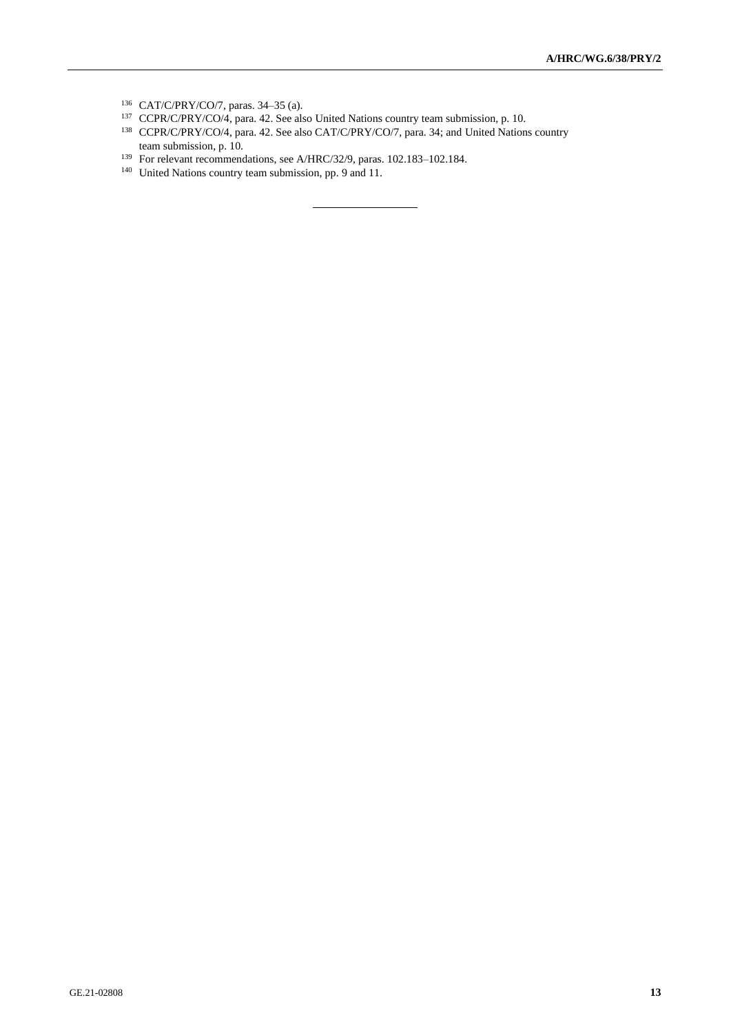[136] CAT/C/PRY/CO/7, paras. 34–35 (a).

[137] CCPR/C/PRY/CO/4, para. 42. See also United Nations country team submission, p. 10.

[138] CCPR/C/PRY/CO/4, para. 42. See also CAT/C/PRY/CO/7, para. 34; and United Nations country team submission, p. 10.

[139] For relevant recommendations, see A/HRC/32/9, paras. 102.183–102.184.

[140] United Nations country team submission, pp. 9 and 11.